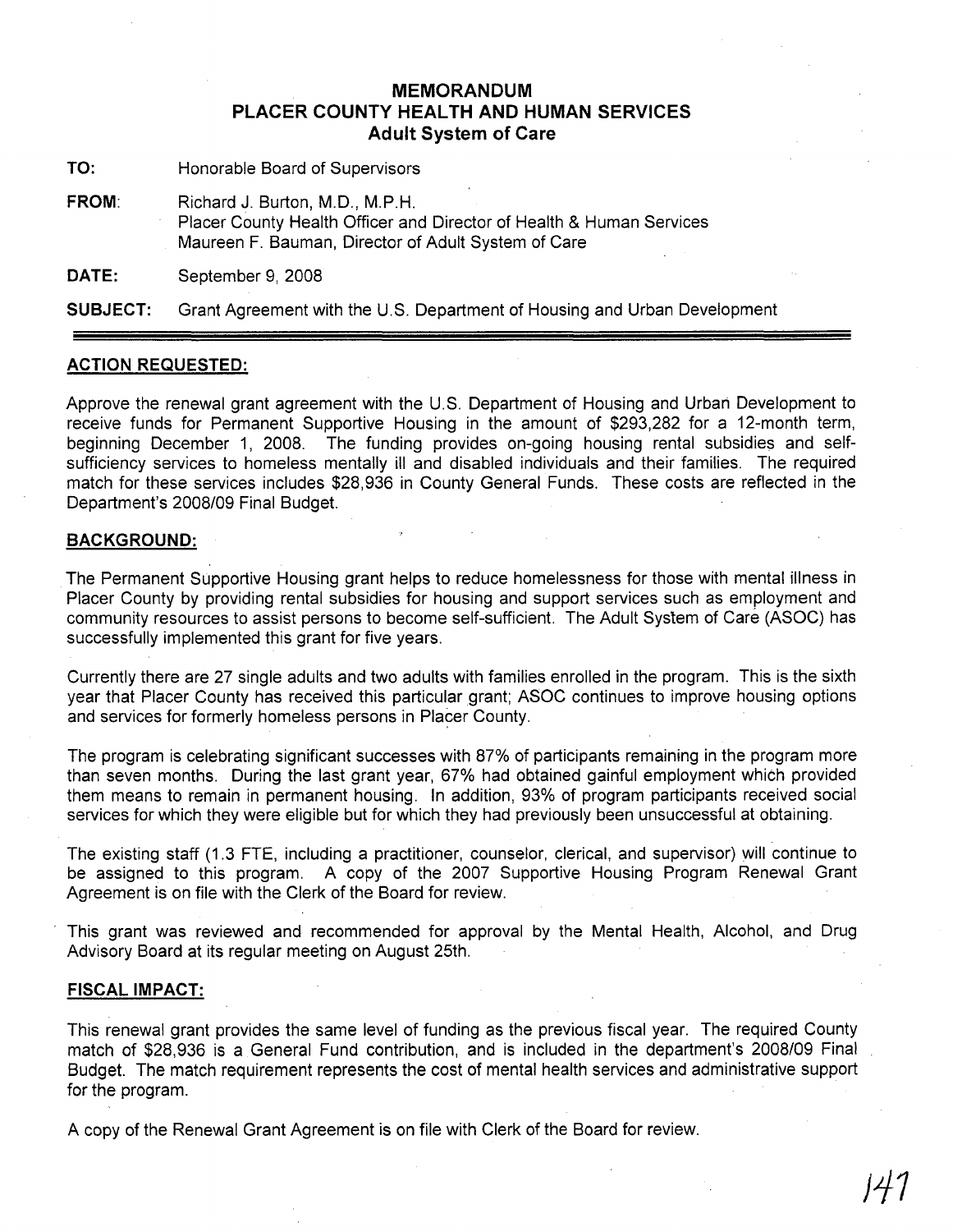# MEMORANDUM
## PLACER COUNTY HEALTH AND HUMAN SERVICES
### Adult System of Care

**TO:** Honorable Board of Supervisors

**FROM:** Richard J. Burton, M.D., M.P.H.
Placer County Health Officer and Director of Health & Human Services
Maureen F. Bauman, Director of Adult System of Care

**DATE:** September 9, 2008

**SUBJECT:** Grant Agreement with the U.S. Department of Housing and Urban Development

---

**ACTION REQUESTED:**

Approve the renewal grant agreement with the U.S. Department of Housing and Urban Development to receive funds for Permanent Supportive Housing in the amount of $293,282 for a 12-month term, beginning December 1, 2008. The funding provides on-going housing rental subsidies and self-sufficiency services to homeless mentally ill and disabled individuals and their families. The required match for these services includes $28,936 in County General Funds. These costs are reflected in the Department's 2008/09 Final Budget.

**BACKGROUND:**

The Permanent Supportive Housing grant helps to reduce homelessness for those with mental illness in Placer County by providing rental subsidies for housing and support services such as employment and community resources to assist persons to become self-sufficient. The Adult System of Care (ASOC) has successfully implemented this grant for five years.

Currently there are 27 single adults and two adults with families enrolled in the program. This is the sixth year that Placer County has received this particular grant; ASOC continues to improve housing options and services for formerly homeless persons in Placer County.

The program is celebrating significant successes with 87% of participants remaining in the program more than seven months. During the last grant year, 67% had obtained gainful employment which provided them means to remain in permanent housing. In addition, 93% of program participants received social services for which they were eligible but for which they had previously been unsuccessful at obtaining.

The existing staff (1.3 FTE, including a practitioner, counselor, clerical, and supervisor) will continue to be assigned to this program. A copy of the 2007 Supportive Housing Program Renewal Grant Agreement is on file with the Clerk of the Board for review.

This grant was reviewed and recommended for approval by the Mental Health, Alcohol, and Drug Advisory Board at its regular meeting on August 25th.

**FISCAL IMPACT:**

This renewal grant provides the same level of funding as the previous fiscal year. The required County match of $28,936 is a General Fund contribution, and is included in the department's 2008/09 Final Budget. The match requirement represents the cost of mental health services and administrative support for the program.

A copy of the Renewal Grant Agreement is on file with Clerk of the Board for review.